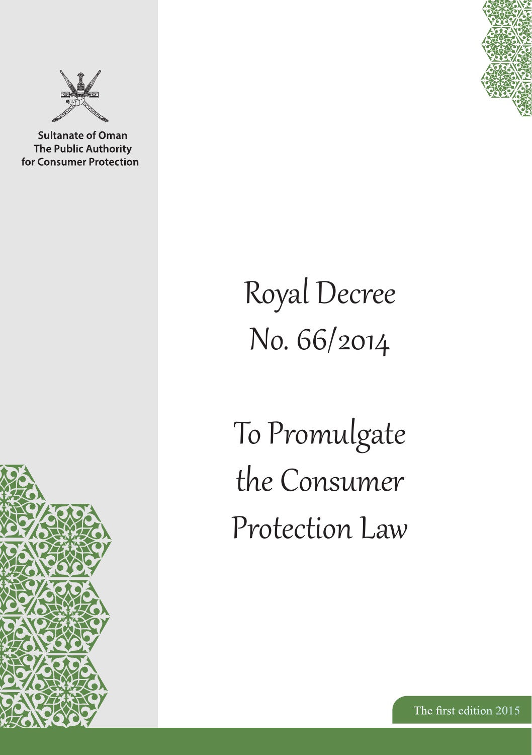Sultanate of Oman
The Public Authority
for Consumer Protection

# Royal Decree No. 66/2014

# To Promulgate the Consumer Protection Law

The first edition 2015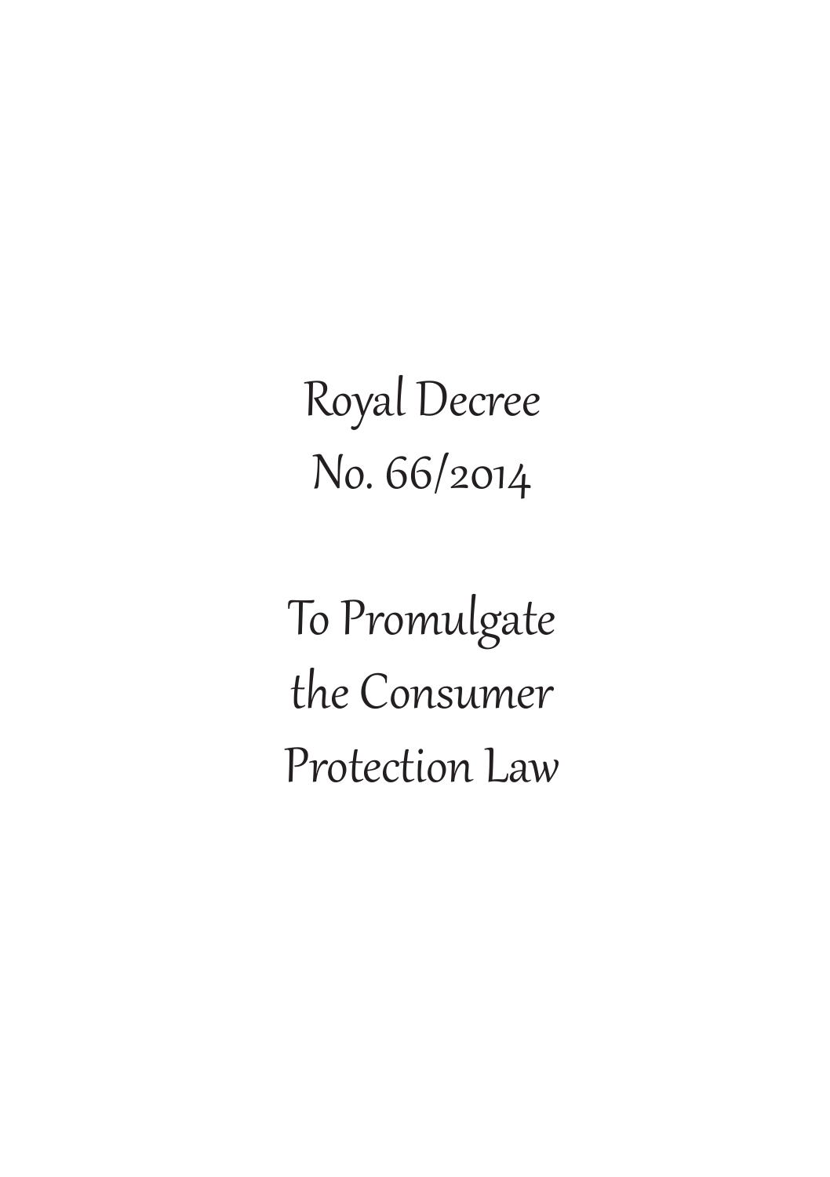# Royal Decree No. 66/2014

# To Promulgate the Consumer Protection Law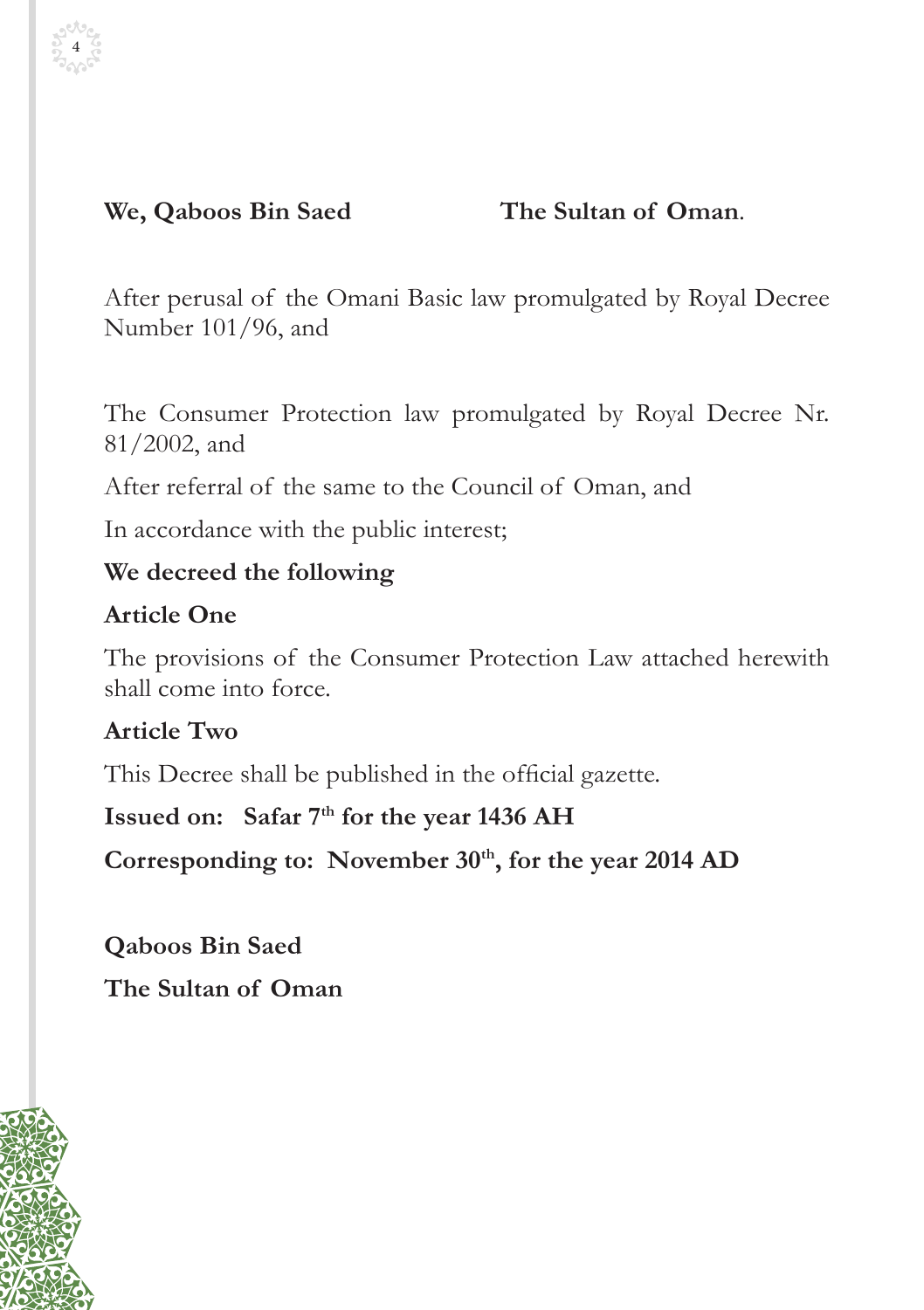**We, Qaboos Bin Saed The Sultan of Oman**.

After perusal of the Omani Basic law promulgated by Royal Decree Number 101/96, and

The Consumer Protection law promulgated by Royal Decree Nr. 81/2002, and

After referral of the same to the Council of Oman, and

In accordance with the public interest;

**We decreed the following**

**Article One**

The provisions of the Consumer Protection Law attached herewith shall come into force.

**Article Two**

This Decree shall be published in the official gazette.

**Issued on: Safar 7th for the year 1436 AH**

**Corresponding to: November 30th, for the year 2014 AD**

**Qaboos Bin Saed**

**The Sultan of Oman**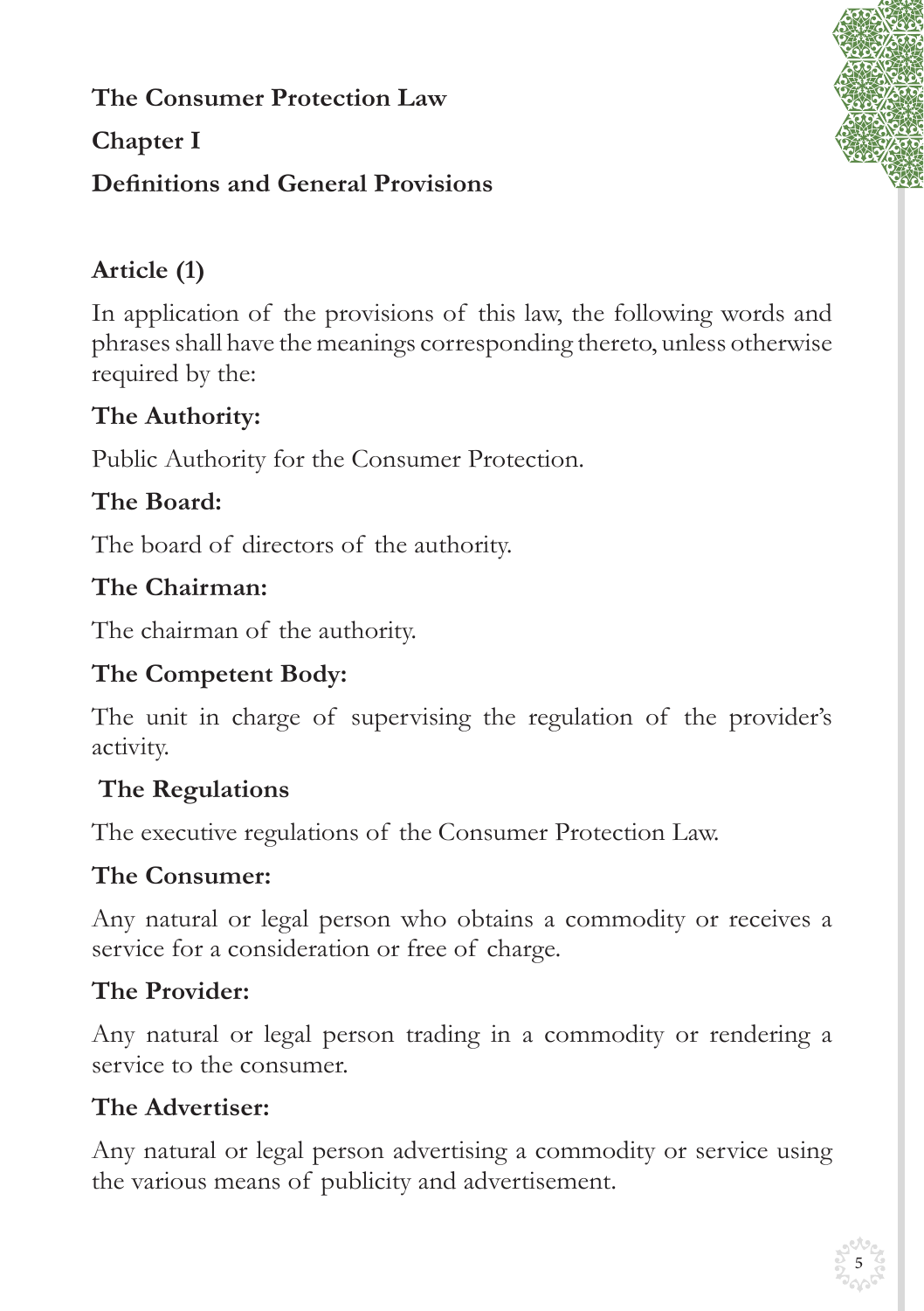# The Consumer Protection Law

## Chapter I

## Definitions and General Provisions

### Article (1)

In application of the provisions of this law, the following words and phrases shall have the meanings corresponding thereto, unless otherwise required by the:

**The Authority:**

Public Authority for the Consumer Protection.

**The Board:**

The board of directors of the authority.

**The Chairman:**

The chairman of the authority.

**The Competent Body:**

The unit in charge of supervising the regulation of the provider's activity.

**The Regulations**

The executive regulations of the Consumer Protection Law.

**The Consumer:**

Any natural or legal person who obtains a commodity or receives a service for a consideration or free of charge.

**The Provider:**

Any natural or legal person trading in a commodity or rendering a service to the consumer.

**The Advertiser:**

Any natural or legal person advertising a commodity or service using the various means of publicity and advertisement.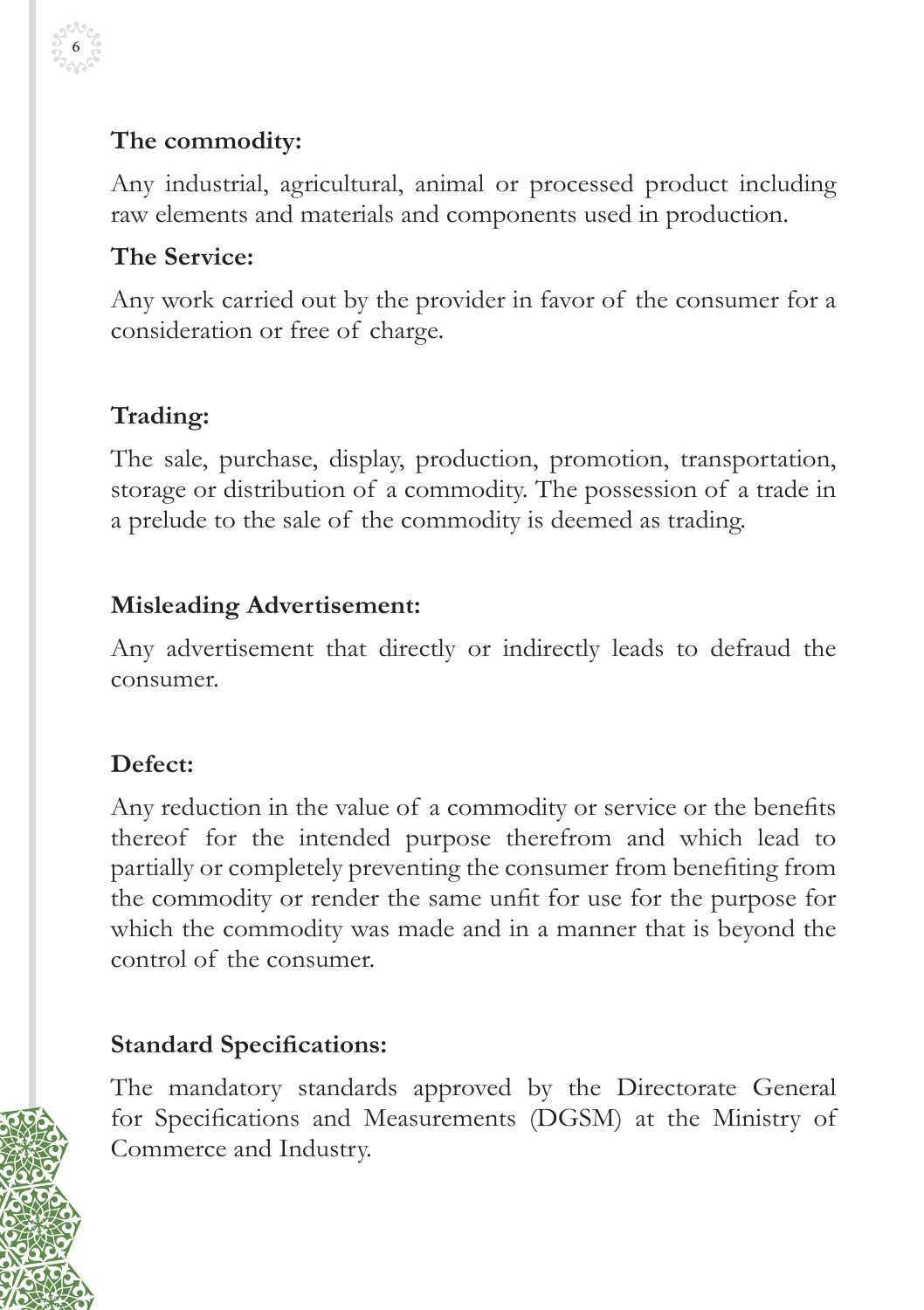**The commodity:**

Any industrial, agricultural, animal or processed product including raw elements and materials and components used in production.

**The Service:**

Any work carried out by the provider in favor of the consumer for a consideration or free of charge.

**Trading:**

The sale, purchase, display, production, promotion, transportation, storage or distribution of a commodity. The possession of a trade in a prelude to the sale of the commodity is deemed as trading.

**Misleading Advertisement:**

Any advertisement that directly or indirectly leads to defraud the consumer.

**Defect:**

Any reduction in the value of a commodity or service or the benefits thereof for the intended purpose therefrom and which lead to partially or completely preventing the consumer from benefiting from the commodity or render the same unfit for use for the purpose for which the commodity was made and in a manner that is beyond the control of the consumer.

**Standard Specifications:**

The mandatory standards approved by the Directorate General for Specifications and Measurements (DGSM) at the Ministry of Commerce and Industry.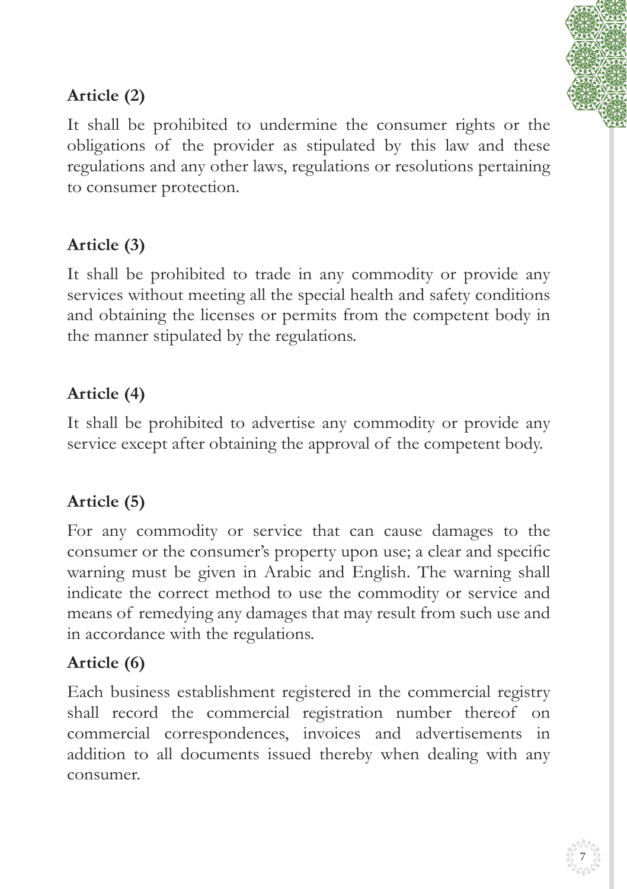**Article (2)**

It shall be prohibited to undermine the consumer rights or the obligations of the provider as stipulated by this law and these regulations and any other laws, regulations or resolutions pertaining to consumer protection.

**Article (3)**

It shall be prohibited to trade in any commodity or provide any services without meeting all the special health and safety conditions and obtaining the licenses or permits from the competent body in the manner stipulated by the regulations.

**Article (4)**

It shall be prohibited to advertise any commodity or provide any service except after obtaining the approval of the competent body.

**Article (5)**

For any commodity or service that can cause damages to the consumer or the consumer's property upon use; a clear and specific warning must be given in Arabic and English. The warning shall indicate the correct method to use the commodity or service and means of remedying any damages that may result from such use and in accordance with the regulations.

**Article (6)**

Each business establishment registered in the commercial registry shall record the commercial registration number thereof on commercial correspondences, invoices and advertisements in addition to all documents issued thereby when dealing with any consumer.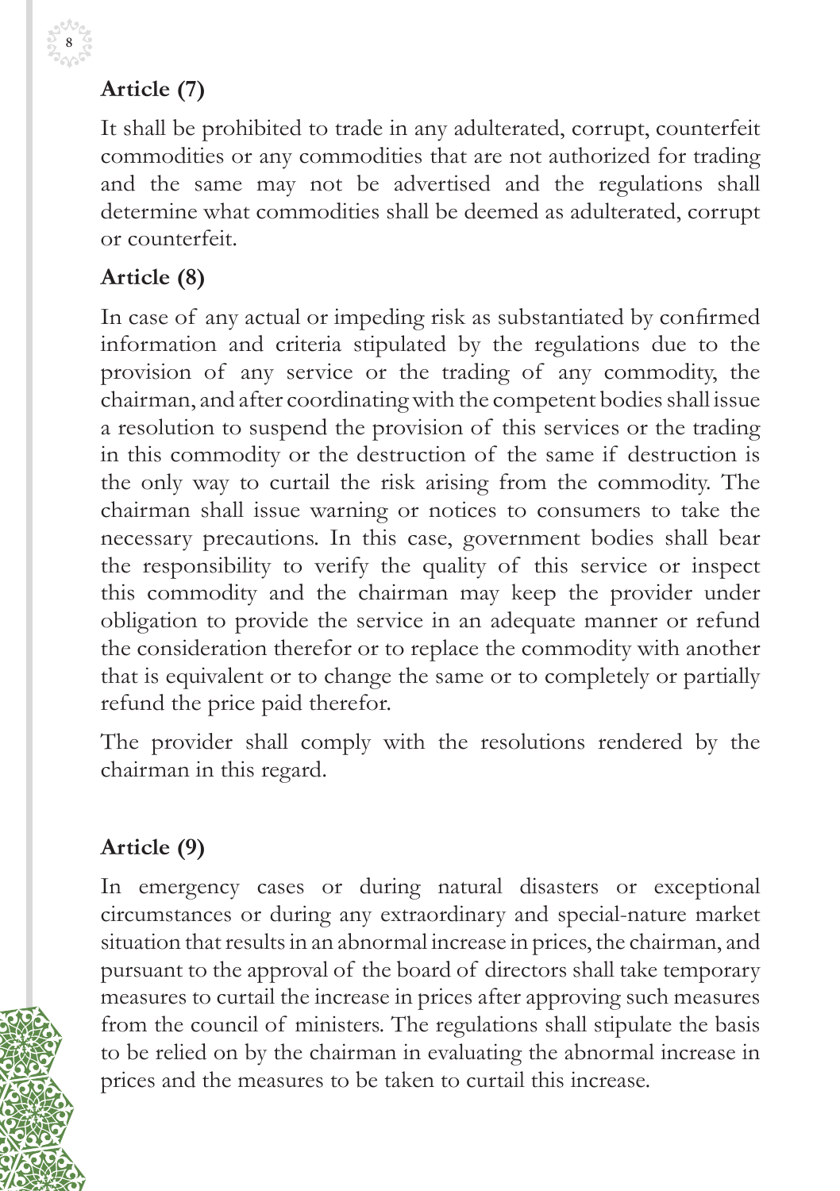## Article (7)

It shall be prohibited to trade in any adulterated, corrupt, counterfeit commodities or any commodities that are not authorized for trading and the same may not be advertised and the regulations shall determine what commodities shall be deemed as adulterated, corrupt or counterfeit.

## Article (8)

In case of any actual or impeding risk as substantiated by confirmed information and criteria stipulated by the regulations due to the provision of any service or the trading of any commodity, the chairman, and after coordinating with the competent bodies shall issue a resolution to suspend the provision of this services or the trading in this commodity or the destruction of the same if destruction is the only way to curtail the risk arising from the commodity. The chairman shall issue warning or notices to consumers to take the necessary precautions. In this case, government bodies shall bear the responsibility to verify the quality of this service or inspect this commodity and the chairman may keep the provider under obligation to provide the service in an adequate manner or refund the consideration therefor or to replace the commodity with another that is equivalent or to change the same or to completely or partially refund the price paid therefor.

The provider shall comply with the resolutions rendered by the chairman in this regard.

## Article (9)

In emergency cases or during natural disasters or exceptional circumstances or during any extraordinary and special-nature market situation that results in an abnormal increase in prices, the chairman, and pursuant to the approval of the board of directors shall take temporary measures to curtail the increase in prices after approving such measures from the council of ministers. The regulations shall stipulate the basis to be relied on by the chairman in evaluating the abnormal increase in prices and the measures to be taken to curtail this increase.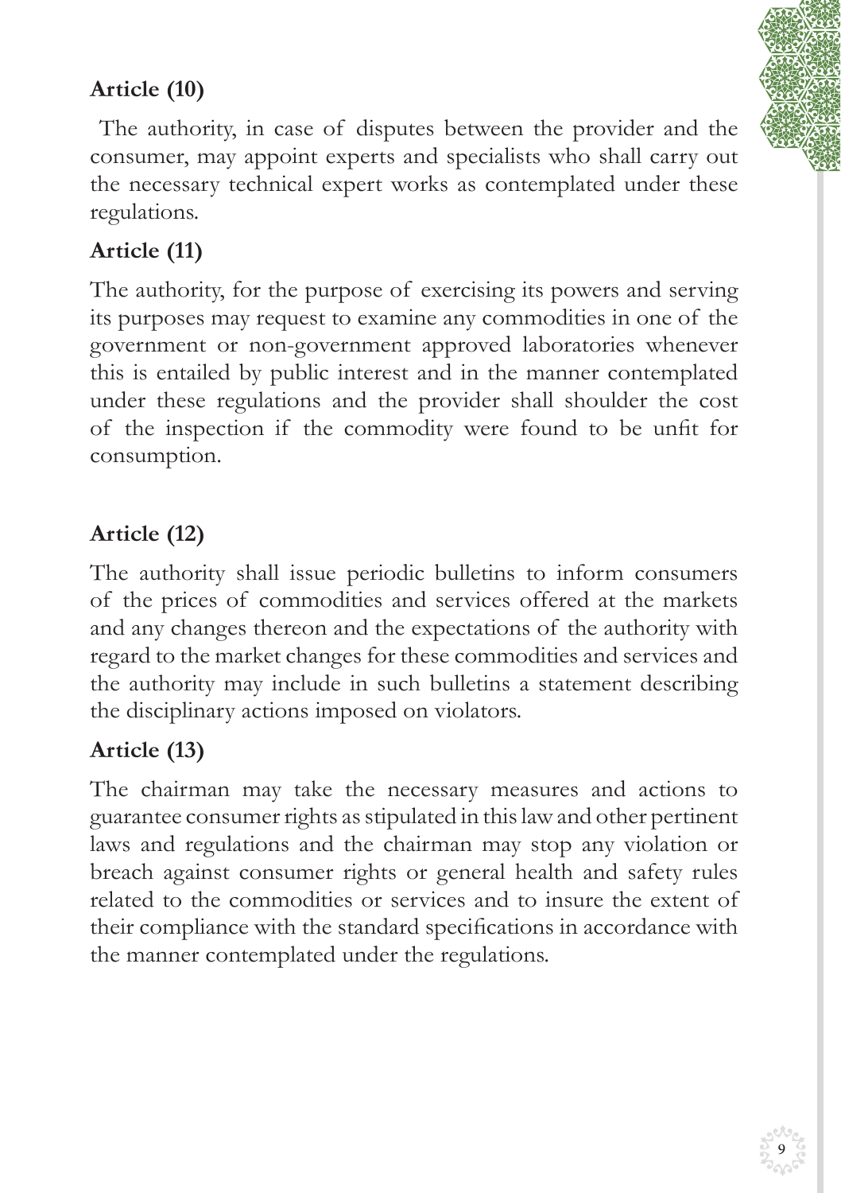**Article (10)**

The authority, in case of disputes between the provider and the consumer, may appoint experts and specialists who shall carry out the necessary technical expert works as contemplated under these regulations.

**Article (11)**

The authority, for the purpose of exercising its powers and serving its purposes may request to examine any commodities in one of the government or non-government approved laboratories whenever this is entailed by public interest and in the manner contemplated under these regulations and the provider shall shoulder the cost of the inspection if the commodity were found to be unfit for consumption.

**Article (12)**

The authority shall issue periodic bulletins to inform consumers of the prices of commodities and services offered at the markets and any changes thereon and the expectations of the authority with regard to the market changes for these commodities and services and the authority may include in such bulletins a statement describing the disciplinary actions imposed on violators.

**Article (13)**

The chairman may take the necessary measures and actions to guarantee consumer rights as stipulated in this law and other pertinent laws and regulations and the chairman may stop any violation or breach against consumer rights or general health and safety rules related to the commodities or services and to insure the extent of their compliance with the standard specifications in accordance with the manner contemplated under the regulations.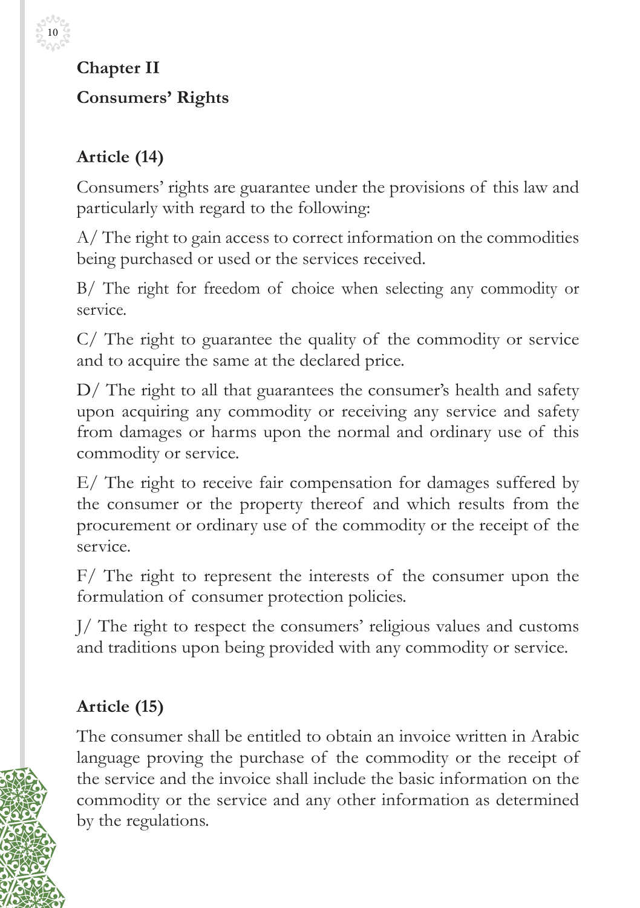## Chapter II

## Consumers' Rights

### Article (14)

Consumers' rights are guarantee under the provisions of this law and particularly with regard to the following:

A/ The right to gain access to correct information on the commodities being purchased or used or the services received.

B/ The right for freedom of choice when selecting any commodity or service.

C/ The right to guarantee the quality of the commodity or service and to acquire the same at the declared price.

D/ The right to all that guarantees the consumer's health and safety upon acquiring any commodity or receiving any service and safety from damages or harms upon the normal and ordinary use of this commodity or service.

E/ The right to receive fair compensation for damages suffered by the consumer or the property thereof and which results from the procurement or ordinary use of the commodity or the receipt of the service.

F/ The right to represent the interests of the consumer upon the formulation of consumer protection policies.

J/ The right to respect the consumers' religious values and customs and traditions upon being provided with any commodity or service.

### Article (15)

The consumer shall be entitled to obtain an invoice written in Arabic language proving the purchase of the commodity or the receipt of the service and the invoice shall include the basic information on the commodity or the service and any other information as determined by the regulations.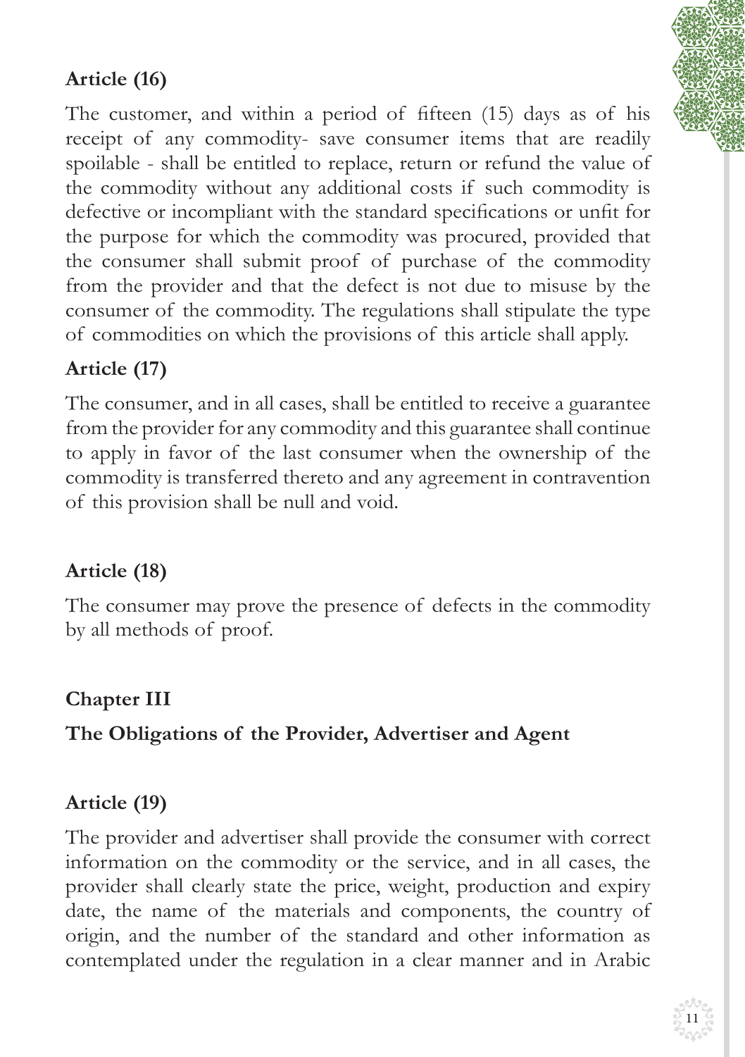### Article (16)

The customer, and within a period of fifteen (15) days as of his receipt of any commodity- save consumer items that are readily spoilable - shall be entitled to replace, return or refund the value of the commodity without any additional costs if such commodity is defective or incompliant with the standard specifications or unfit for the purpose for which the commodity was procured, provided that the consumer shall submit proof of purchase of the commodity from the provider and that the defect is not due to misuse by the consumer of the commodity. The regulations shall stipulate the type of commodities on which the provisions of this article shall apply.

### Article (17)

The consumer, and in all cases, shall be entitled to receive a guarantee from the provider for any commodity and this guarantee shall continue to apply in favor of the last consumer when the ownership of the commodity is transferred thereto and any agreement in contravention of this provision shall be null and void.

### Article (18)

The consumer may prove the presence of defects in the commodity by all methods of proof.

## Chapter III

## The Obligations of the Provider, Advertiser and Agent

### Article (19)

The provider and advertiser shall provide the consumer with correct information on the commodity or the service, and in all cases, the provider shall clearly state the price, weight, production and expiry date, the name of the materials and components, the country of origin, and the number of the standard and other information as contemplated under the regulation in a clear manner and in Arabic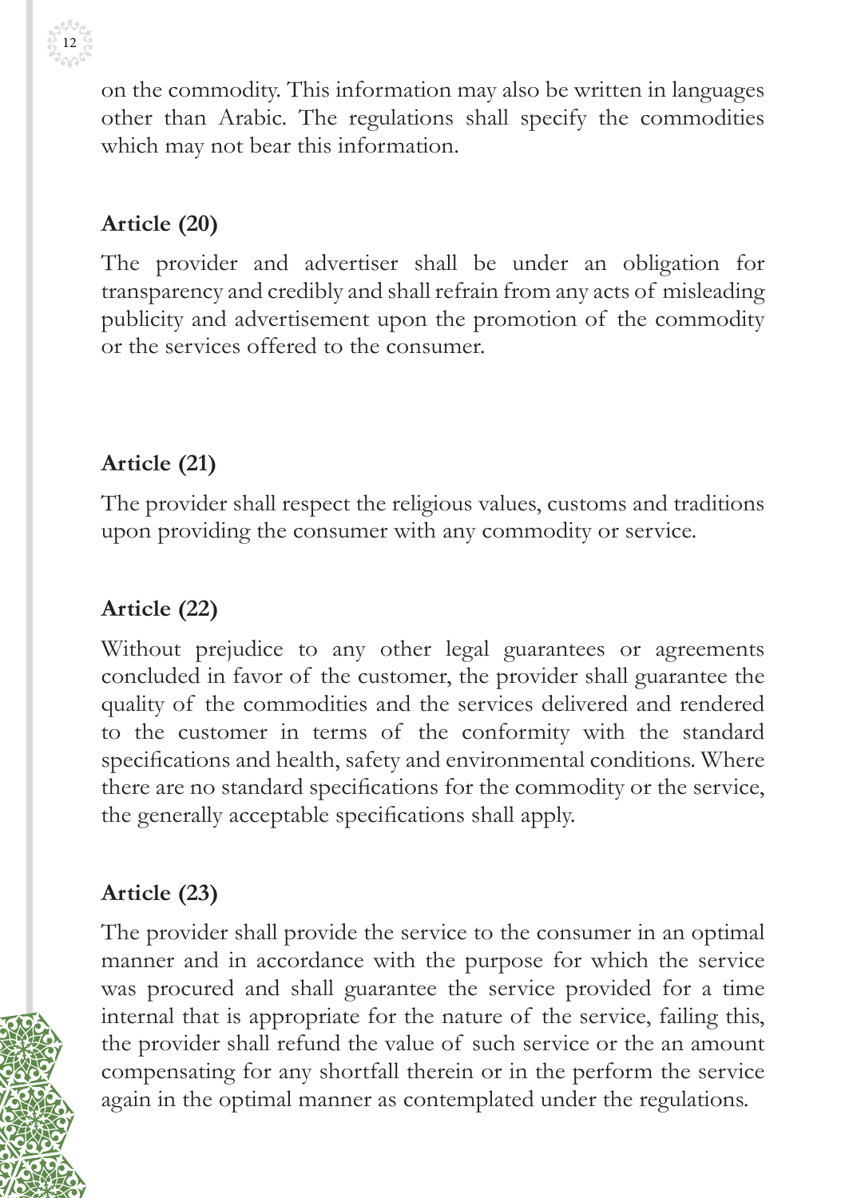on the commodity. This information may also be written in languages other than Arabic. The regulations shall specify the commodities which may not bear this information.

### Article (20)

The provider and advertiser shall be under an obligation for transparency and credibly and shall refrain from any acts of misleading publicity and advertisement upon the promotion of the commodity or the services offered to the consumer.

### Article (21)

The provider shall respect the religious values, customs and traditions upon providing the consumer with any commodity or service.

### Article (22)

Without prejudice to any other legal guarantees or agreements concluded in favor of the customer, the provider shall guarantee the quality of the commodities and the services delivered and rendered to the customer in terms of the conformity with the standard specifications and health, safety and environmental conditions. Where there are no standard specifications for the commodity or the service, the generally acceptable specifications shall apply.

### Article (23)

The provider shall provide the service to the consumer in an optimal manner and in accordance with the purpose for which the service was procured and shall guarantee the service provided for a time internal that is appropriate for the nature of the service, failing this, the provider shall refund the value of such service or the an amount compensating for any shortfall therein or in the perform the service again in the optimal manner as contemplated under the regulations.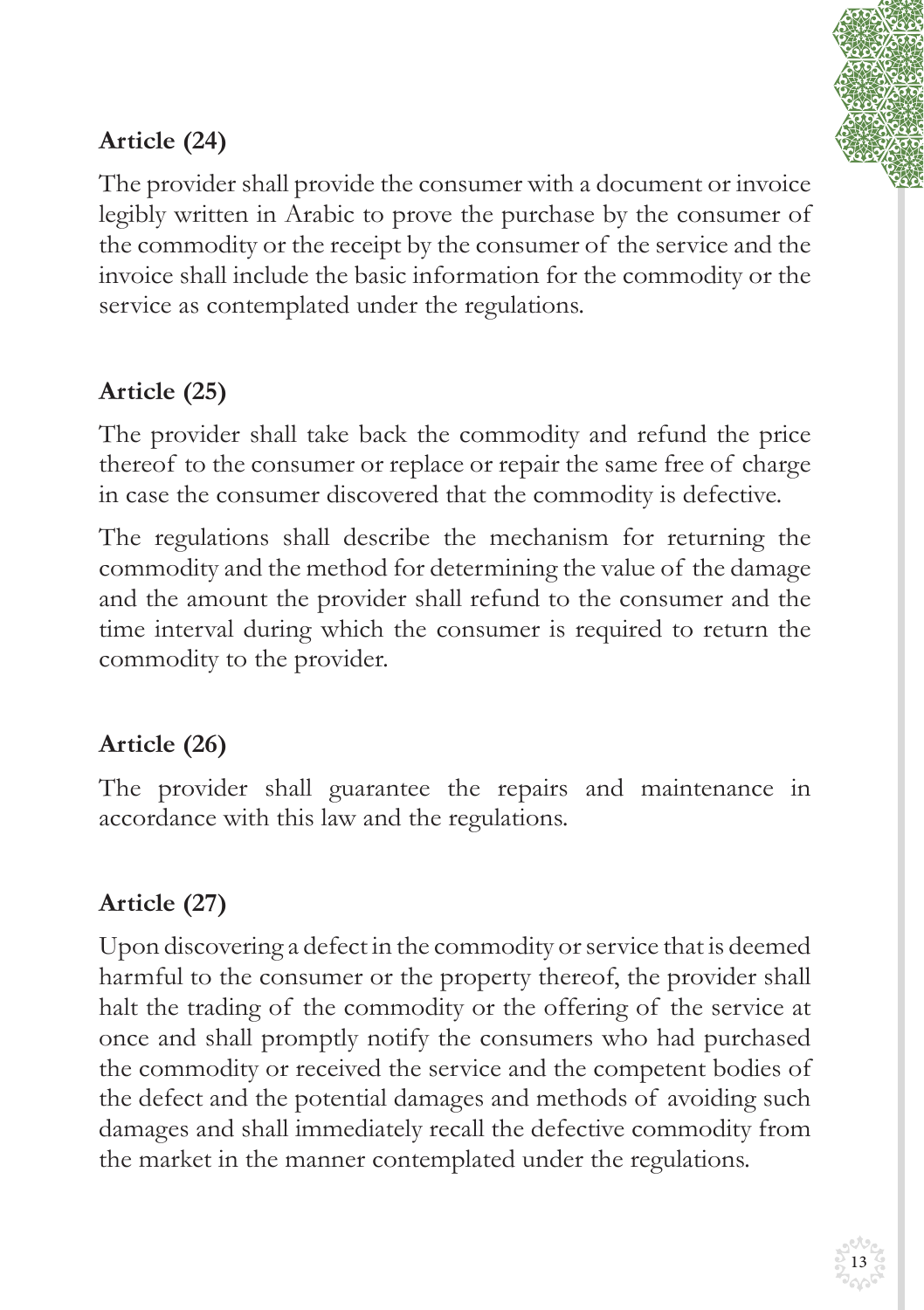**Article (24)**

The provider shall provide the consumer with a document or invoice legibly written in Arabic to prove the purchase by the consumer of the commodity or the receipt by the consumer of the service and the invoice shall include the basic information for the commodity or the service as contemplated under the regulations.

**Article (25)**

The provider shall take back the commodity and refund the price thereof to the consumer or replace or repair the same free of charge in case the consumer discovered that the commodity is defective.

The regulations shall describe the mechanism for returning the commodity and the method for determining the value of the damage and the amount the provider shall refund to the consumer and the time interval during which the consumer is required to return the commodity to the provider.

**Article (26)**

The provider shall guarantee the repairs and maintenance in accordance with this law and the regulations.

**Article (27)**

Upon discovering a defect in the commodity or service that is deemed harmful to the consumer or the property thereof, the provider shall halt the trading of the commodity or the offering of the service at once and shall promptly notify the consumers who had purchased the commodity or received the service and the competent bodies of the defect and the potential damages and methods of avoiding such damages and shall immediately recall the defective commodity from the market in the manner contemplated under the regulations.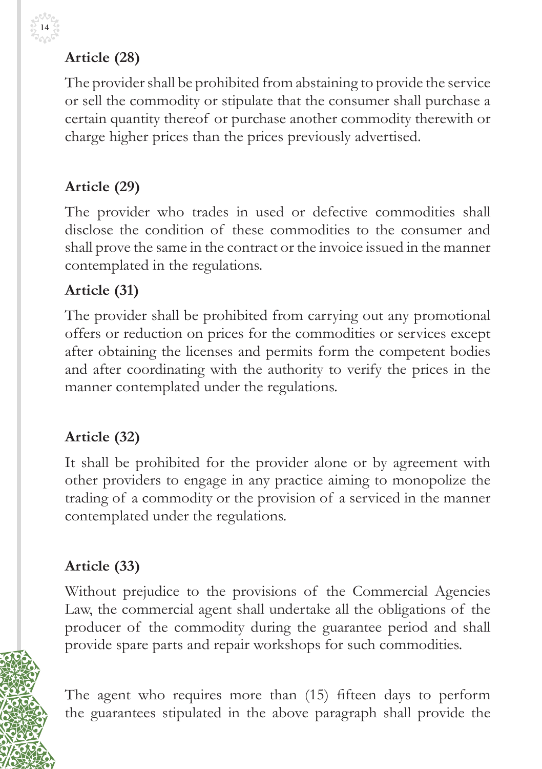### Article (28)

The provider shall be prohibited from abstaining to provide the service or sell the commodity or stipulate that the consumer shall purchase a certain quantity thereof or purchase another commodity therewith or charge higher prices than the prices previously advertised.

### Article (29)

The provider who trades in used or defective commodities shall disclose the condition of these commodities to the consumer and shall prove the same in the contract or the invoice issued in the manner contemplated in the regulations.

### Article (31)

The provider shall be prohibited from carrying out any promotional offers or reduction on prices for the commodities or services except after obtaining the licenses and permits form the competent bodies and after coordinating with the authority to verify the prices in the manner contemplated under the regulations.

### Article (32)

It shall be prohibited for the provider alone or by agreement with other providers to engage in any practice aiming to monopolize the trading of a commodity or the provision of a serviced in the manner contemplated under the regulations.

### Article (33)

Without prejudice to the provisions of the Commercial Agencies Law, the commercial agent shall undertake all the obligations of the producer of the commodity during the guarantee period and shall provide spare parts and repair workshops for such commodities.

The agent who requires more than (15) fifteen days to perform the guarantees stipulated in the above paragraph shall provide the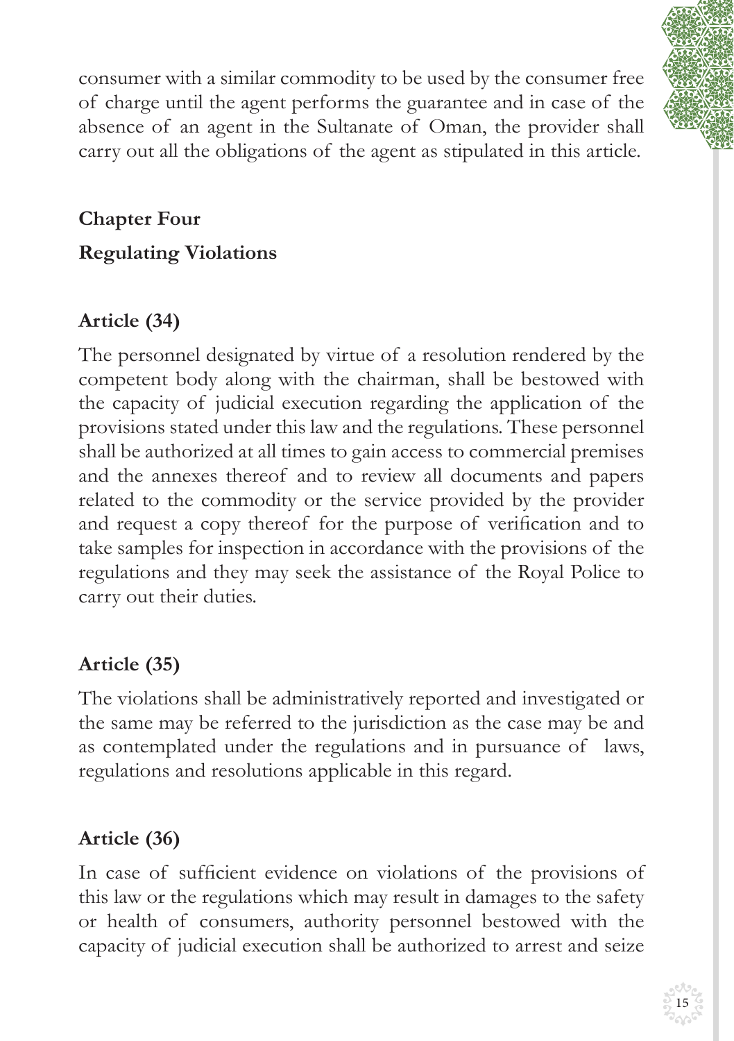consumer with a similar commodity to be used by the consumer free of charge until the agent performs the guarantee and in case of the absence of an agent in the Sultanate of Oman, the provider shall carry out all the obligations of the agent as stipulated in this article.

## Chapter Four

## Regulating Violations

### Article (34)

The personnel designated by virtue of a resolution rendered by the competent body along with the chairman, shall be bestowed with the capacity of judicial execution regarding the application of the provisions stated under this law and the regulations. These personnel shall be authorized at all times to gain access to commercial premises and the annexes thereof and to review all documents and papers related to the commodity or the service provided by the provider and request a copy thereof for the purpose of verification and to take samples for inspection in accordance with the provisions of the regulations and they may seek the assistance of the Royal Police to carry out their duties.

### Article (35)

The violations shall be administratively reported and investigated or the same may be referred to the jurisdiction as the case may be and as contemplated under the regulations and in pursuance of laws, regulations and resolutions applicable in this regard.

### Article (36)

In case of sufficient evidence on violations of the provisions of this law or the regulations which may result in damages to the safety or health of consumers, authority personnel bestowed with the capacity of judicial execution shall be authorized to arrest and seize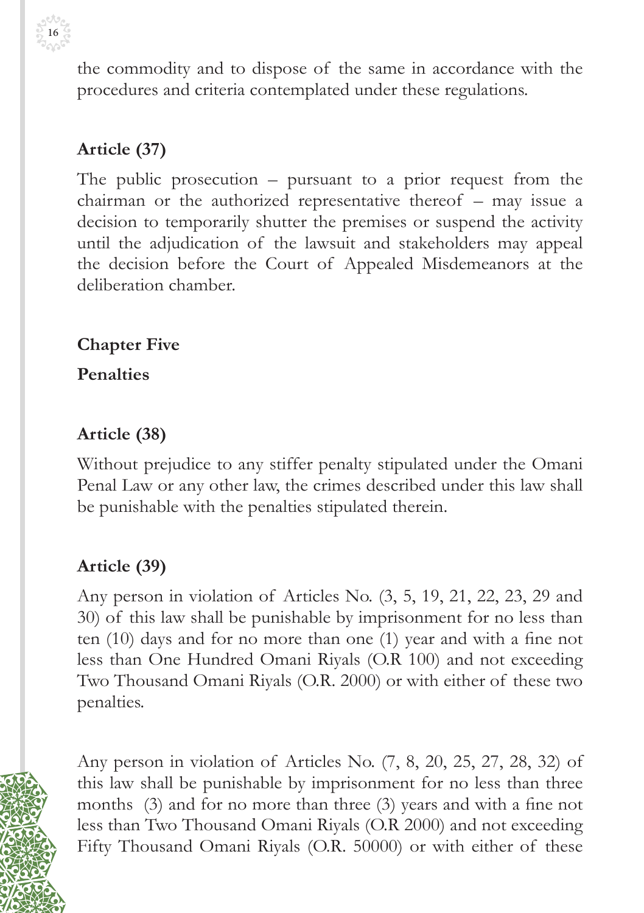the commodity and to dispose of the same in accordance with the procedures and criteria contemplated under these regulations.

**Article (37)**

The public prosecution – pursuant to a prior request from the chairman or the authorized representative thereof – may issue a decision to temporarily shutter the premises or suspend the activity until the adjudication of the lawsuit and stakeholders may appeal the decision before the Court of Appealed Misdemeanors at the deliberation chamber.

## Chapter Five

## Penalties

**Article (38)**

Without prejudice to any stiffer penalty stipulated under the Omani Penal Law or any other law, the crimes described under this law shall be punishable with the penalties stipulated therein.

**Article (39)**

Any person in violation of Articles No. (3, 5, 19, 21, 22, 23, 29 and 30) of this law shall be punishable by imprisonment for no less than ten (10) days and for no more than one (1) year and with a fine not less than One Hundred Omani Riyals (O.R 100) and not exceeding Two Thousand Omani Riyals (O.R. 2000) or with either of these two penalties.

Any person in violation of Articles No. (7, 8, 20, 25, 27, 28, 32) of this law shall be punishable by imprisonment for no less than three months (3) and for no more than three (3) years and with a fine not less than Two Thousand Omani Riyals (O.R 2000) and not exceeding Fifty Thousand Omani Riyals (O.R. 50000) or with either of these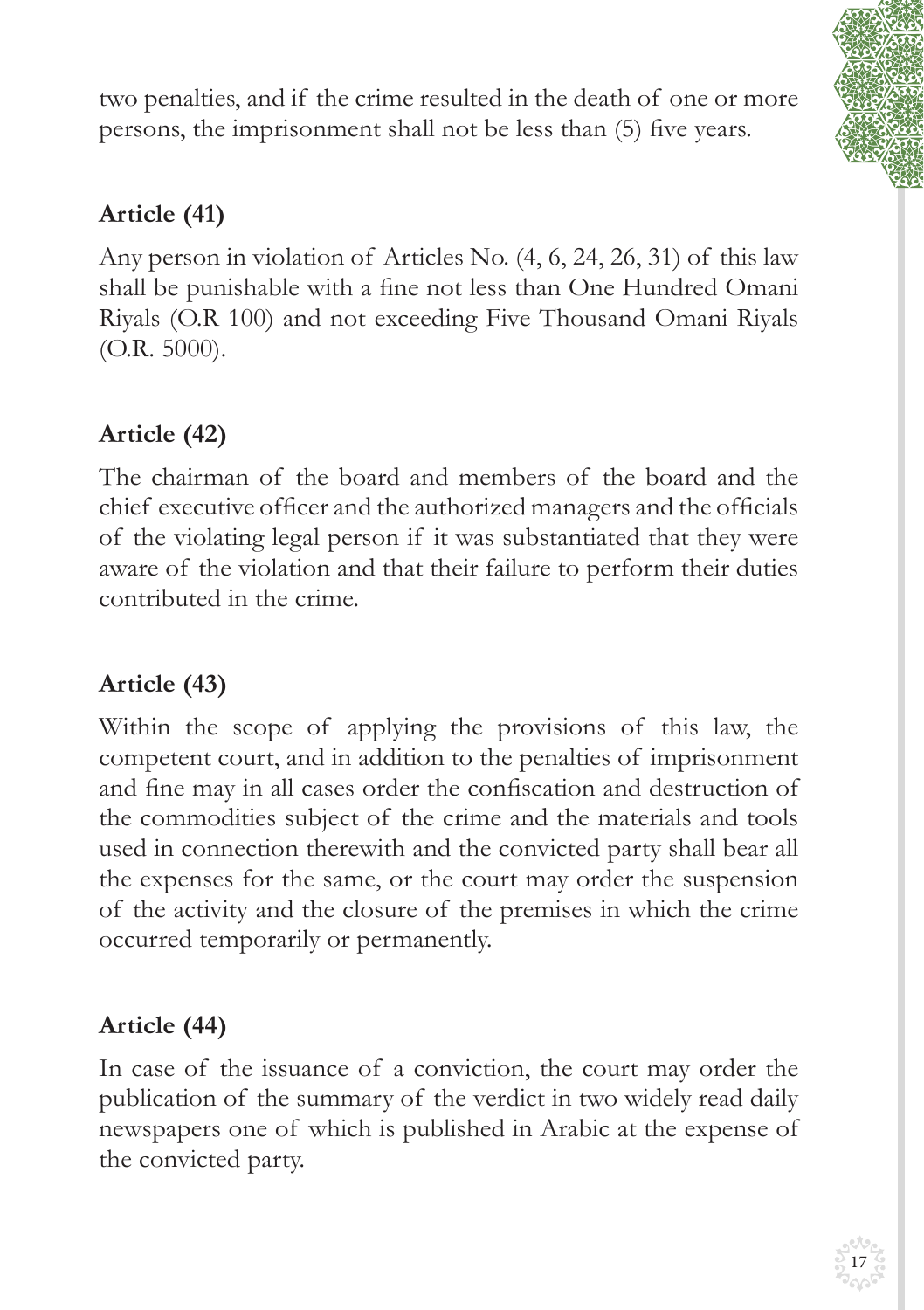two penalties, and if the crime resulted in the death of one or more persons, the imprisonment shall not be less than (5) five years.

## Article (41)

Any person in violation of Articles No. (4, 6, 24, 26, 31) of this law shall be punishable with a fine not less than One Hundred Omani Riyals (O.R 100) and not exceeding Five Thousand Omani Riyals (O.R. 5000).

## Article (42)

The chairman of the board and members of the board and the chief executive officer and the authorized managers and the officials of the violating legal person if it was substantiated that they were aware of the violation and that their failure to perform their duties contributed in the crime.

## Article (43)

Within the scope of applying the provisions of this law, the competent court, and in addition to the penalties of imprisonment and fine may in all cases order the confiscation and destruction of the commodities subject of the crime and the materials and tools used in connection therewith and the convicted party shall bear all the expenses for the same, or the court may order the suspension of the activity and the closure of the premises in which the crime occurred temporarily or permanently.

## Article (44)

In case of the issuance of a conviction, the court may order the publication of the summary of the verdict in two widely read daily newspapers one of which is published in Arabic at the expense of the convicted party.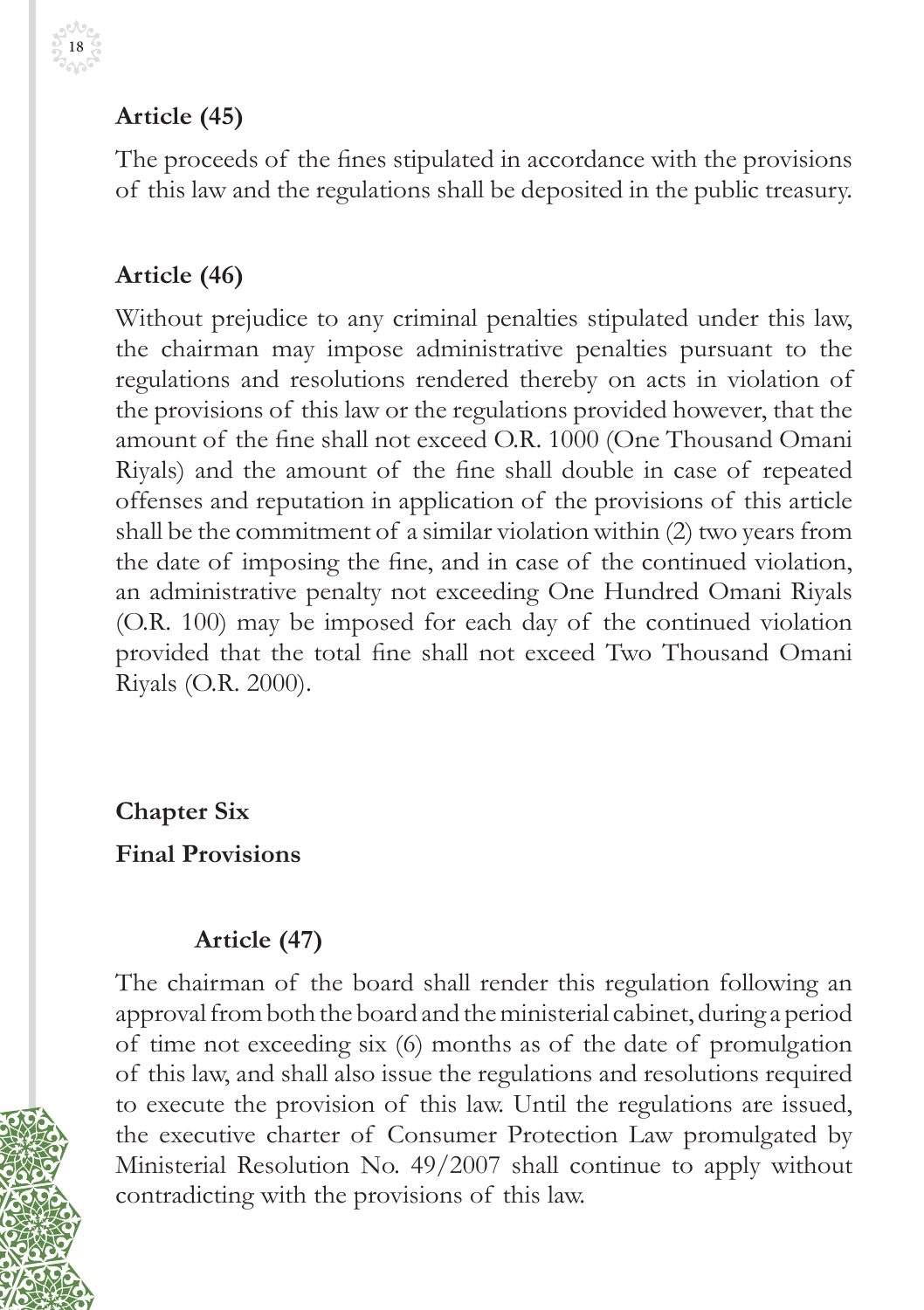### Article (45)

The proceeds of the fines stipulated in accordance with the provisions of this law and the regulations shall be deposited in the public treasury.

### Article (46)

Without prejudice to any criminal penalties stipulated under this law, the chairman may impose administrative penalties pursuant to the regulations and resolutions rendered thereby on acts in violation of the provisions of this law or the regulations provided however, that the amount of the fine shall not exceed O.R. 1000 (One Thousand Omani Riyals) and the amount of the fine shall double in case of repeated offenses and reputation in application of the provisions of this article shall be the commitment of a similar violation within (2) two years from the date of imposing the fine, and in case of the continued violation, an administrative penalty not exceeding One Hundred Omani Riyals (O.R. 100) may be imposed for each day of the continued violation provided that the total fine shall not exceed Two Thousand Omani Riyals (O.R. 2000).

## Chapter Six

## Final Provisions

### Article (47)

The chairman of the board shall render this regulation following an approval from both the board and the ministerial cabinet, during a period of time not exceeding six (6) months as of the date of promulgation of this law, and shall also issue the regulations and resolutions required to execute the provision of this law. Until the regulations are issued, the executive charter of Consumer Protection Law promulgated by Ministerial Resolution No. 49/2007 shall continue to apply without contradicting with the provisions of this law.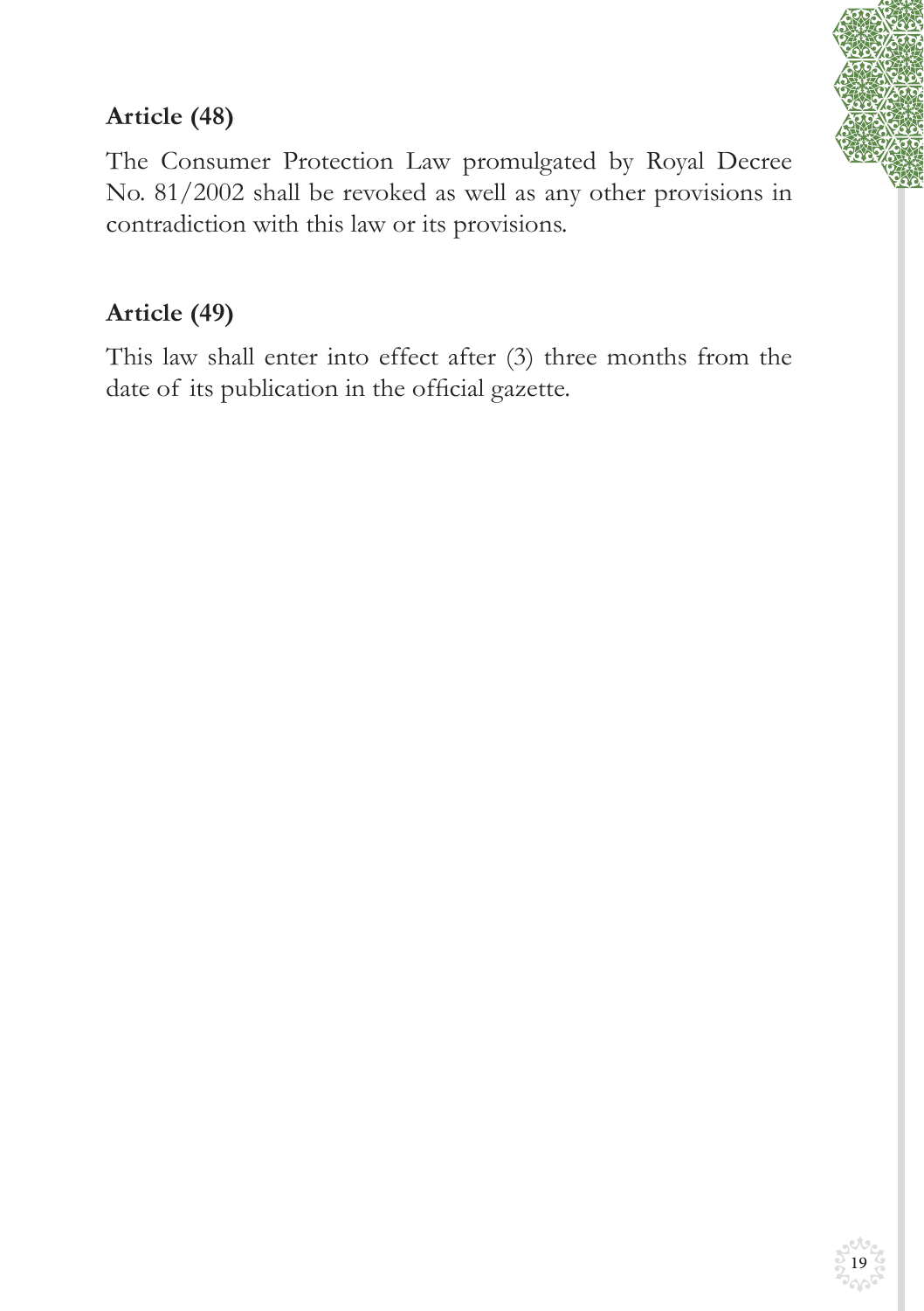## Article (48)

The Consumer Protection Law promulgated by Royal Decree No. 81/2002 shall be revoked as well as any other provisions in contradiction with this law or its provisions.

## Article (49)

This law shall enter into effect after (3) three months from the date of its publication in the official gazette.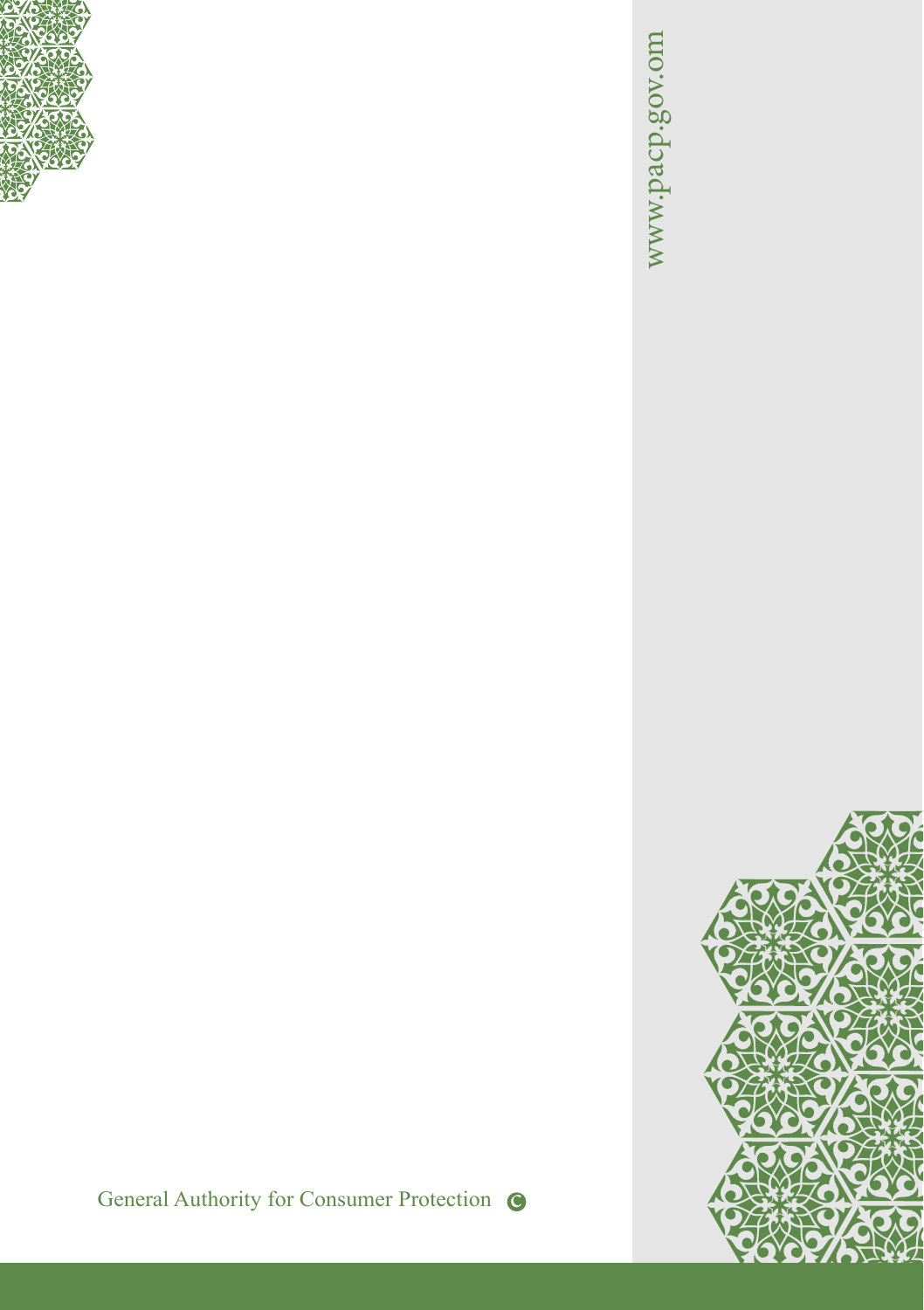www.pacp.gov.om

General Authority for Consumer Protection ©